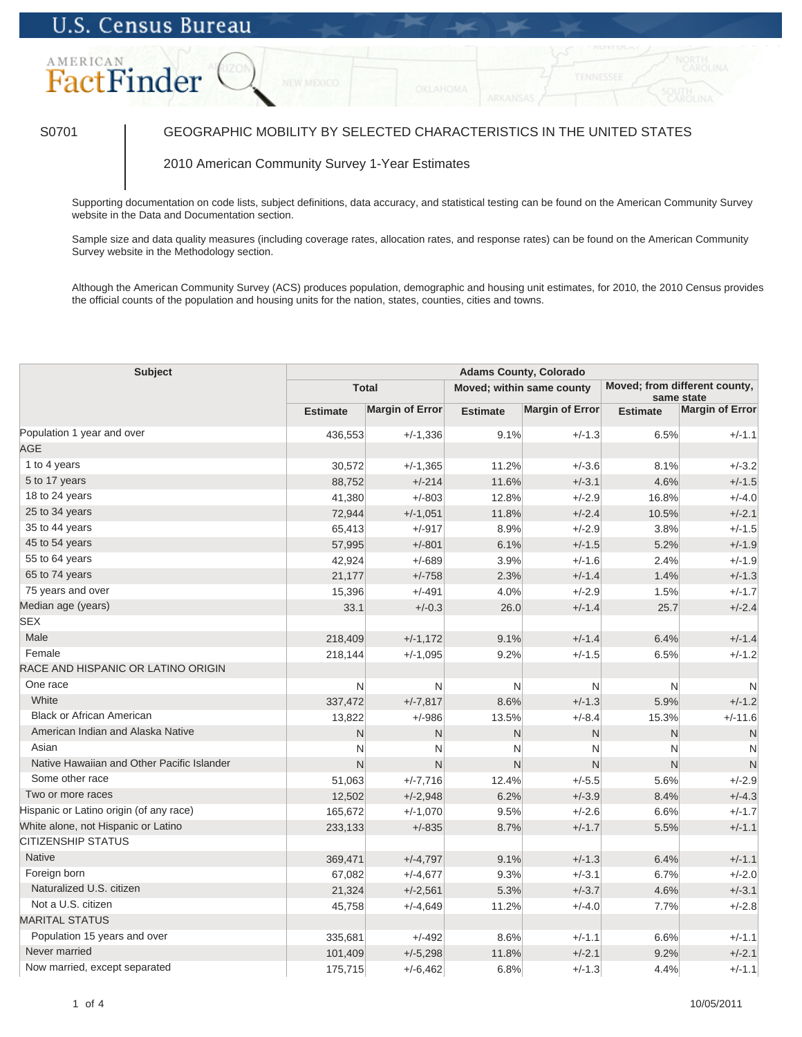S0701

# GEOGRAPHIC MOBILITY BY SELECTED CHARACTERISTICS IN THE UNITED STATES

2010 American Community Survey 1-Year Estimates

Supporting documentation on code lists, subject definitions, data accuracy, and statistical testing can be found on the American Community Survey website in the Data and Documentation section.

Sample size and data quality measures (including coverage rates, allocation rates, and response rates) can be found on the American Community Survey website in the Methodology section.

Although the American Community Survey (ACS) produces population, demographic and housing unit estimates, for 2010, the 2010 Census provides the official counts of the population and housing units for the nation, states, counties, cities and towns.

| Subject | Adams County, Colorado | | | | | |
|---|---|---|---|---|---|---|
| | Total | | Moved; within same county | | Moved; from different county, same state | |
| | Estimate | Margin of Error | Estimate | Margin of Error | Estimate | Margin of Error |
| Population 1 year and over | 436,553 | +/-1,336 | 9.1% | +/-1.3 | 6.5% | +/-1.1 |
| AGE | | | | | | |
| 1 to 4 years | 30,572 | +/-1,365 | 11.2% | +/-3.6 | 8.1% | +/-3.2 |
| 5 to 17 years | 88,752 | +/-214 | 11.6% | +/-3.1 | 4.6% | +/-1.5 |
| 18 to 24 years | 41,380 | +/-803 | 12.8% | +/-2.9 | 16.8% | +/-4.0 |
| 25 to 34 years | 72,944 | +/-1,051 | 11.8% | +/-2.4 | 10.5% | +/-2.1 |
| 35 to 44 years | 65,413 | +/-917 | 8.9% | +/-2.9 | 3.8% | +/-1.5 |
| 45 to 54 years | 57,995 | +/-801 | 6.1% | +/-1.5 | 5.2% | +/-1.9 |
| 55 to 64 years | 42,924 | +/-689 | 3.9% | +/-1.6 | 2.4% | +/-1.9 |
| 65 to 74 years | 21,177 | +/-758 | 2.3% | +/-1.4 | 1.4% | +/-1.3 |
| 75 years and over | 15,396 | +/-491 | 4.0% | +/-2.9 | 1.5% | +/-1.7 |
| Median age (years) | 33.1 | +/-0.3 | 26.0 | +/-1.4 | 25.7 | +/-2.4 |
| SEX | | | | | | |
| Male | 218,409 | +/-1,172 | 9.1% | +/-1.4 | 6.4% | +/-1.4 |
| Female | 218,144 | +/-1,095 | 9.2% | +/-1.5 | 6.5% | +/-1.2 |
| RACE AND HISPANIC OR LATINO ORIGIN | | | | | | |
| One race | N | N | N | N | N | N |
| White | 337,472 | +/-7,817 | 8.6% | +/-1.3 | 5.9% | +/-1.2 |
| Black or African American | 13,822 | +/-986 | 13.5% | +/-8.4 | 15.3% | +/-11.6 |
| American Indian and Alaska Native | N | N | N | N | N | N |
| Asian | N | N | N | N | N | N |
| Native Hawaiian and Other Pacific Islander | N | N | N | N | N | N |
| Some other race | 51,063 | +/-7,716 | 12.4% | +/-5.5 | 5.6% | +/-2.9 |
| Two or more races | 12,502 | +/-2,948 | 6.2% | +/-3.9 | 8.4% | +/-4.3 |
| Hispanic or Latino origin (of any race) | 165,672 | +/-1,070 | 9.5% | +/-2.6 | 6.6% | +/-1.7 |
| White alone, not Hispanic or Latino | 233,133 | +/-835 | 8.7% | +/-1.7 | 5.5% | +/-1.1 |
| CITIZENSHIP STATUS | | | | | | |
| Native | 369,471 | +/-4,797 | 9.1% | +/-1.3 | 6.4% | +/-1.1 |
| Foreign born | 67,082 | +/-4,677 | 9.3% | +/-3.1 | 6.7% | +/-2.0 |
| Naturalized U.S. citizen | 21,324 | +/-2,561 | 5.3% | +/-3.7 | 4.6% | +/-3.1 |
| Not a U.S. citizen | 45,758 | +/-4,649 | 11.2% | +/-4.0 | 7.7% | +/-2.8 |
| MARITAL STATUS | | | | | | |
| Population 15 years and over | 335,681 | +/-492 | 8.6% | +/-1.1 | 6.6% | +/-1.1 |
| Never married | 101,409 | +/-5,298 | 11.8% | +/-2.1 | 9.2% | +/-2.1 |
| Now married, except separated | 175,715 | +/-6,462 | 6.8% | +/-1.3 | 4.4% | +/-1.1 |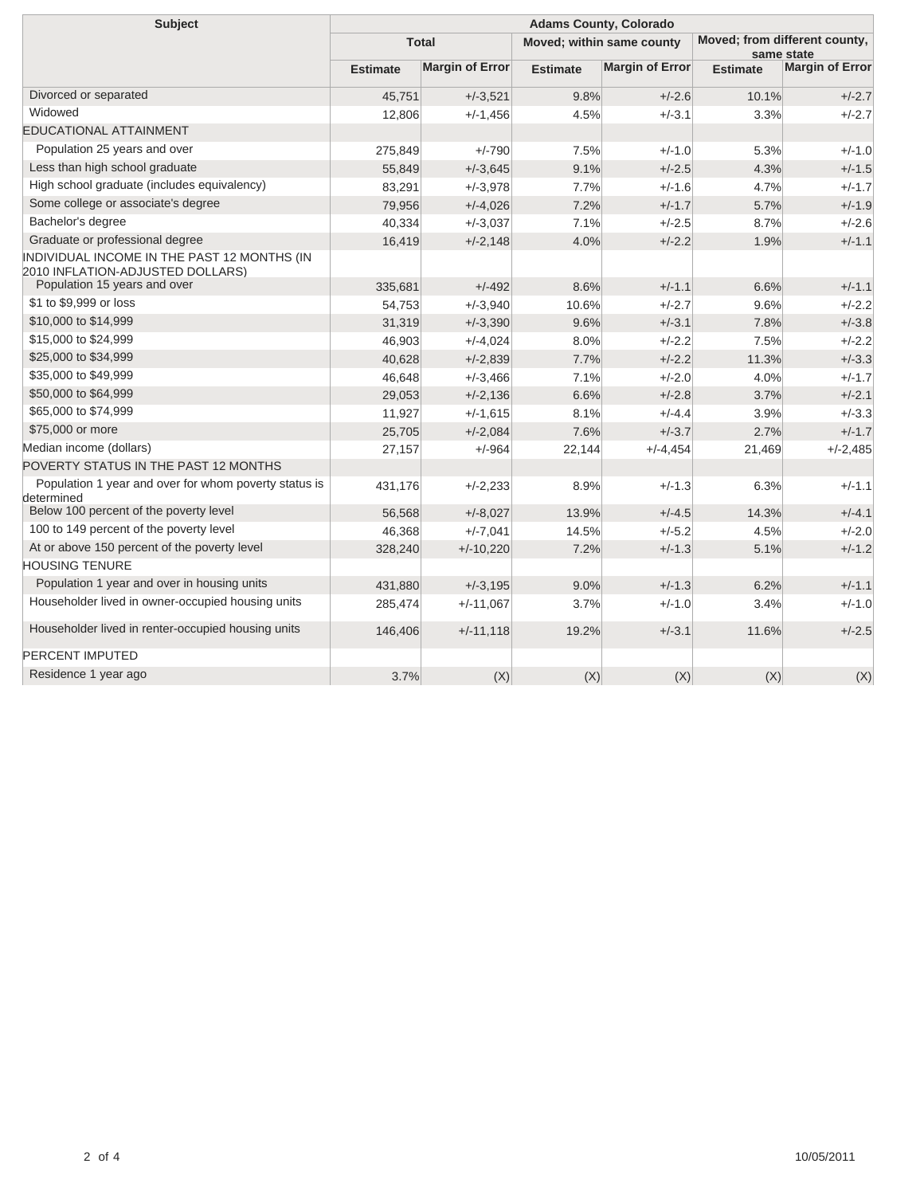| Subject | Adams County, Colorado | | | | | |
|---|---|---|---|---|---|---|
| | Total | | Moved; within same county | | Moved; from different county, same state | |
| | Estimate | Margin of Error | Estimate | Margin of Error | Estimate | Margin of Error |
| Divorced or separated | 45,751 | +/-3,521 | 9.8% | +/-2.6 | 10.1% | +/-2.7 |
| Widowed | 12,806 | +/-1,456 | 4.5% | +/-3.1 | 3.3% | +/-2.7 |
| EDUCATIONAL ATTAINMENT | | | | | | |
| Population 25 years and over | 275,849 | +/-790 | 7.5% | +/-1.0 | 5.3% | +/-1.0 |
| Less than high school graduate | 55,849 | +/-3,645 | 9.1% | +/-2.5 | 4.3% | +/-1.5 |
| High school graduate (includes equivalency) | 83,291 | +/-3,978 | 7.7% | +/-1.6 | 4.7% | +/-1.7 |
| Some college or associate's degree | 79,956 | +/-4,026 | 7.2% | +/-1.7 | 5.7% | +/-1.9 |
| Bachelor's degree | 40,334 | +/-3,037 | 7.1% | +/-2.5 | 8.7% | +/-2.6 |
| Graduate or professional degree | 16,419 | +/-2,148 | 4.0% | +/-2.2 | 1.9% | +/-1.1 |
| INDIVIDUAL INCOME IN THE PAST 12 MONTHS (IN 2010 INFLATION-ADJUSTED DOLLARS) | | | | | | |
| Population 15 years and over | 335,681 | +/-492 | 8.6% | +/-1.1 | 6.6% | +/-1.1 |
| $1 to $9,999 or loss | 54,753 | +/-3,940 | 10.6% | +/-2.7 | 9.6% | +/-2.2 |
| $10,000 to $14,999 | 31,319 | +/-3,390 | 9.6% | +/-3.1 | 7.8% | +/-3.8 |
| $15,000 to $24,999 | 46,903 | +/-4,024 | 8.0% | +/-2.2 | 7.5% | +/-2.2 |
| $25,000 to $34,999 | 40,628 | +/-2,839 | 7.7% | +/-2.2 | 11.3% | +/-3.3 |
| $35,000 to $49,999 | 46,648 | +/-3,466 | 7.1% | +/-2.0 | 4.0% | +/-1.7 |
| $50,000 to $64,999 | 29,053 | +/-2,136 | 6.6% | +/-2.8 | 3.7% | +/-2.1 |
| $65,000 to $74,999 | 11,927 | +/-1,615 | 8.1% | +/-4.4 | 3.9% | +/-3.3 |
| $75,000 or more | 25,705 | +/-2,084 | 7.6% | +/-3.7 | 2.7% | +/-1.7 |
| Median income (dollars) | 27,157 | +/-964 | 22,144 | +/-4,454 | 21,469 | +/-2,485 |
| POVERTY STATUS IN THE PAST 12 MONTHS | | | | | | |
| Population 1 year and over for whom poverty status is determined | 431,176 | +/-2,233 | 8.9% | +/-1.3 | 6.3% | +/-1.1 |
| Below 100 percent of the poverty level | 56,568 | +/-8,027 | 13.9% | +/-4.5 | 14.3% | +/-4.1 |
| 100 to 149 percent of the poverty level | 46,368 | +/-7,041 | 14.5% | +/-5.2 | 4.5% | +/-2.0 |
| At or above 150 percent of the poverty level | 328,240 | +/-10,220 | 7.2% | +/-1.3 | 5.1% | +/-1.2 |
| HOUSING TENURE | | | | | | |
| Population 1 year and over in housing units | 431,880 | +/-3,195 | 9.0% | +/-1.3 | 6.2% | +/-1.1 |
| Householder lived in owner-occupied housing units | 285,474 | +/-11,067 | 3.7% | +/-1.0 | 3.4% | +/-1.0 |
| Householder lived in renter-occupied housing units | 146,406 | +/-11,118 | 19.2% | +/-3.1 | 11.6% | +/-2.5 |
| PERCENT IMPUTED | | | | | | |
| Residence 1 year ago | 3.7% | (X) | (X) | (X) | (X) | (X) |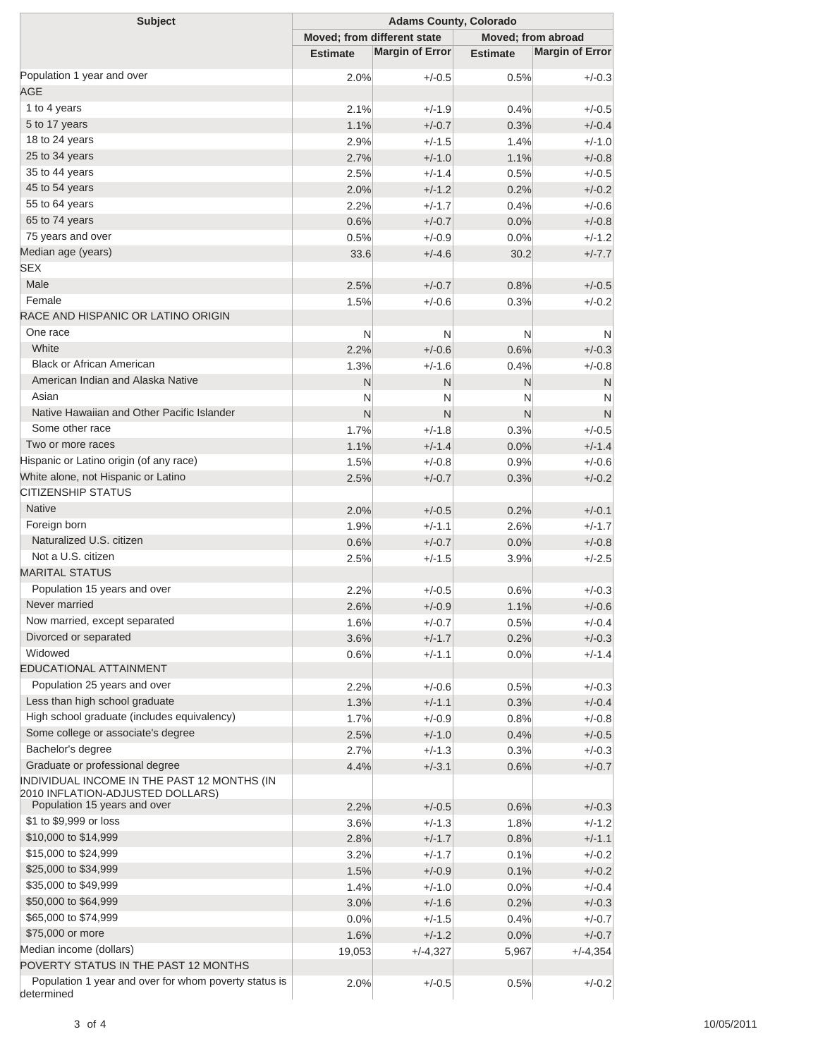| Subject | Adams County, Colorado | | | |
|---|---|---|---|---|
| | Moved; from different state | | Moved; from abroad | |
| | Estimate | Margin of Error | Estimate | Margin of Error |
| Population 1 year and over | 2.0% | +/-0.5 | 0.5% | +/-0.3 |
| AGE | | | | |
| 1 to 4 years | 2.1% | +/-1.9 | 0.4% | +/-0.5 |
| 5 to 17 years | 1.1% | +/-0.7 | 0.3% | +/-0.4 |
| 18 to 24 years | 2.9% | +/-1.5 | 1.4% | +/-1.0 |
| 25 to 34 years | 2.7% | +/-1.0 | 1.1% | +/-0.8 |
| 35 to 44 years | 2.5% | +/-1.4 | 0.5% | +/-0.5 |
| 45 to 54 years | 2.0% | +/-1.2 | 0.2% | +/-0.2 |
| 55 to 64 years | 2.2% | +/-1.7 | 0.4% | +/-0.6 |
| 65 to 74 years | 0.6% | +/-0.7 | 0.0% | +/-0.8 |
| 75 years and over | 0.5% | +/-0.9 | 0.0% | +/-1.2 |
| Median age (years) | 33.6 | +/-4.6 | 30.2 | +/-7.7 |
| SEX | | | | |
| Male | 2.5% | +/-0.7 | 0.8% | +/-0.5 |
| Female | 1.5% | +/-0.6 | 0.3% | +/-0.2 |
| RACE AND HISPANIC OR LATINO ORIGIN | | | | |
| One race | N | N | N | N |
| White | 2.2% | +/-0.6 | 0.6% | +/-0.3 |
| Black or African American | 1.3% | +/-1.6 | 0.4% | +/-0.8 |
| American Indian and Alaska Native | N | N | N | N |
| Asian | N | N | N | N |
| Native Hawaiian and Other Pacific Islander | N | N | N | N |
| Some other race | 1.7% | +/-1.8 | 0.3% | +/-0.5 |
| Two or more races | 1.1% | +/-1.4 | 0.0% | +/-1.4 |
| Hispanic or Latino origin (of any race) | 1.5% | +/-0.8 | 0.9% | +/-0.6 |
| White alone, not Hispanic or Latino | 2.5% | +/-0.7 | 0.3% | +/-0.2 |
| CITIZENSHIP STATUS | | | | |
| Native | 2.0% | +/-0.5 | 0.2% | +/-0.1 |
| Foreign born | 1.9% | +/-1.1 | 2.6% | +/-1.7 |
| Naturalized U.S. citizen | 0.6% | +/-0.7 | 0.0% | +/-0.8 |
| Not a U.S. citizen | 2.5% | +/-1.5 | 3.9% | +/-2.5 |
| MARITAL STATUS | | | | |
| Population 15 years and over | 2.2% | +/-0.5 | 0.6% | +/-0.3 |
| Never married | 2.6% | +/-0.9 | 1.1% | +/-0.6 |
| Now married, except separated | 1.6% | +/-0.7 | 0.5% | +/-0.4 |
| Divorced or separated | 3.6% | +/-1.7 | 0.2% | +/-0.3 |
| Widowed | 0.6% | +/-1.1 | 0.0% | +/-1.4 |
| EDUCATIONAL ATTAINMENT | | | | |
| Population 25 years and over | 2.2% | +/-0.6 | 0.5% | +/-0.3 |
| Less than high school graduate | 1.3% | +/-1.1 | 0.3% | +/-0.4 |
| High school graduate (includes equivalency) | 1.7% | +/-0.9 | 0.8% | +/-0.8 |
| Some college or associate's degree | 2.5% | +/-1.0 | 0.4% | +/-0.5 |
| Bachelor's degree | 2.7% | +/-1.3 | 0.3% | +/-0.3 |
| Graduate or professional degree | 4.4% | +/-3.1 | 0.6% | +/-0.7 |
| INDIVIDUAL INCOME IN THE PAST 12 MONTHS (IN 2010 INFLATION-ADJUSTED DOLLARS) | | | | |
| Population 15 years and over | 2.2% | +/-0.5 | 0.6% | +/-0.3 |
| $1 to $9,999 or loss | 3.6% | +/-1.3 | 1.8% | +/-1.2 |
| $10,000 to $14,999 | 2.8% | +/-1.7 | 0.8% | +/-1.1 |
| $15,000 to $24,999 | 3.2% | +/-1.7 | 0.1% | +/-0.2 |
| $25,000 to $34,999 | 1.5% | +/-0.9 | 0.1% | +/-0.2 |
| $35,000 to $49,999 | 1.4% | +/-1.0 | 0.0% | +/-0.4 |
| $50,000 to $64,999 | 3.0% | +/-1.6 | 0.2% | +/-0.3 |
| $65,000 to $74,999 | 0.0% | +/-1.5 | 0.4% | +/-0.7 |
| $75,000 or more | 1.6% | +/-1.2 | 0.0% | +/-0.7 |
| Median income (dollars) | 19,053 | +/-4,327 | 5,967 | +/-4,354 |
| POVERTY STATUS IN THE PAST 12 MONTHS | | | | |
| Population 1 year and over for whom poverty status is determined | 2.0% | +/-0.5 | 0.5% | +/-0.2 |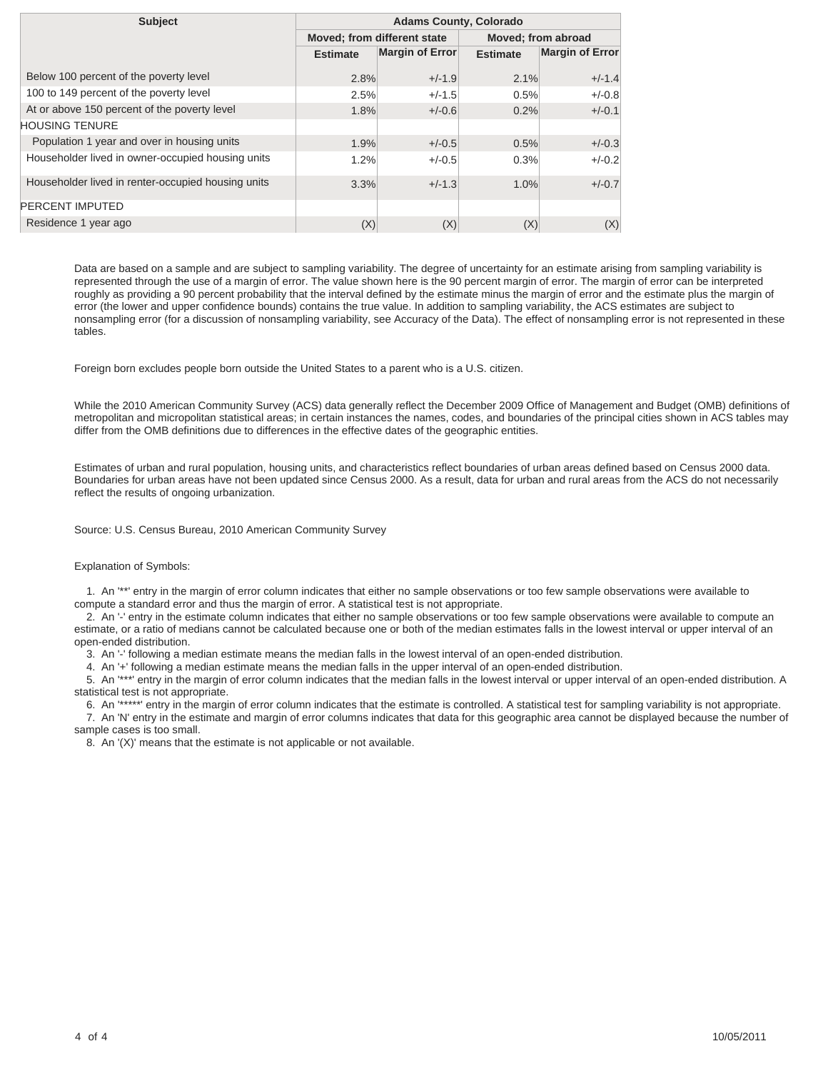| Subject | Adams County, Colorado | | | |
|---|---|---|---|---|
| | Moved; from different state | | Moved; from abroad | |
| | Estimate | Margin of Error | Estimate | Margin of Error |
| Below 100 percent of the poverty level | 2.8% | +/-1.9 | 2.1% | +/-1.4 |
| 100 to 149 percent of the poverty level | 2.5% | +/-1.5 | 0.5% | +/-0.8 |
| At or above 150 percent of the poverty level | 1.8% | +/-0.6 | 0.2% | +/-0.1 |
| HOUSING TENURE | | | | |
| Population 1 year and over in housing units | 1.9% | +/-0.5 | 0.5% | +/-0.3 |
| Householder lived in owner-occupied housing units | 1.2% | +/-0.5 | 0.3% | +/-0.2 |
| Householder lived in renter-occupied housing units | 3.3% | +/-1.3 | 1.0% | +/-0.7 |
| PERCENT IMPUTED | | | | |
| Residence 1 year ago | (X) | (X) | (X) | (X) |

Data are based on a sample and are subject to sampling variability. The degree of uncertainty for an estimate arising from sampling variability is represented through the use of a margin of error. The value shown here is the 90 percent margin of error. The margin of error can be interpreted roughly as providing a 90 percent probability that the interval defined by the estimate minus the margin of error and the estimate plus the margin of error (the lower and upper confidence bounds) contains the true value. In addition to sampling variability, the ACS estimates are subject to nonsampling error (for a discussion of nonsampling variability, see Accuracy of the Data). The effect of nonsampling error is not represented in these tables.

Foreign born excludes people born outside the United States to a parent who is a U.S. citizen.

While the 2010 American Community Survey (ACS) data generally reflect the December 2009 Office of Management and Budget (OMB) definitions of metropolitan and micropolitan statistical areas; in certain instances the names, codes, and boundaries of the principal cities shown in ACS tables may differ from the OMB definitions due to differences in the effective dates of the geographic entities.

Estimates of urban and rural population, housing units, and characteristics reflect boundaries of urban areas defined based on Census 2000 data. Boundaries for urban areas have not been updated since Census 2000. As a result, data for urban and rural areas from the ACS do not necessarily reflect the results of ongoing urbanization.

Source: U.S. Census Bureau, 2010 American Community Survey

Explanation of Symbols:

1. An '**' entry in the margin of error column indicates that either no sample observations or too few sample observations were available to compute a standard error and thus the margin of error. A statistical test is not appropriate.
2. An '-' entry in the estimate column indicates that either no sample observations or too few sample observations were available to compute an estimate, or a ratio of medians cannot be calculated because one or both of the median estimates falls in the lowest interval or upper interval of an open-ended distribution.
3. An '-' following a median estimate means the median falls in the lowest interval of an open-ended distribution.
4. An '+' following a median estimate means the median falls in the upper interval of an open-ended distribution.
5. An '***' entry in the margin of error column indicates that the median falls in the lowest interval or upper interval of an open-ended distribution. A statistical test is not appropriate.
6. An '*****' entry in the margin of error column indicates that the estimate is controlled. A statistical test for sampling variability is not appropriate.
7. An 'N' entry in the estimate and margin of error columns indicates that data for this geographic area cannot be displayed because the number of sample cases is too small.
8. An '(X)' means that the estimate is not applicable or not available.